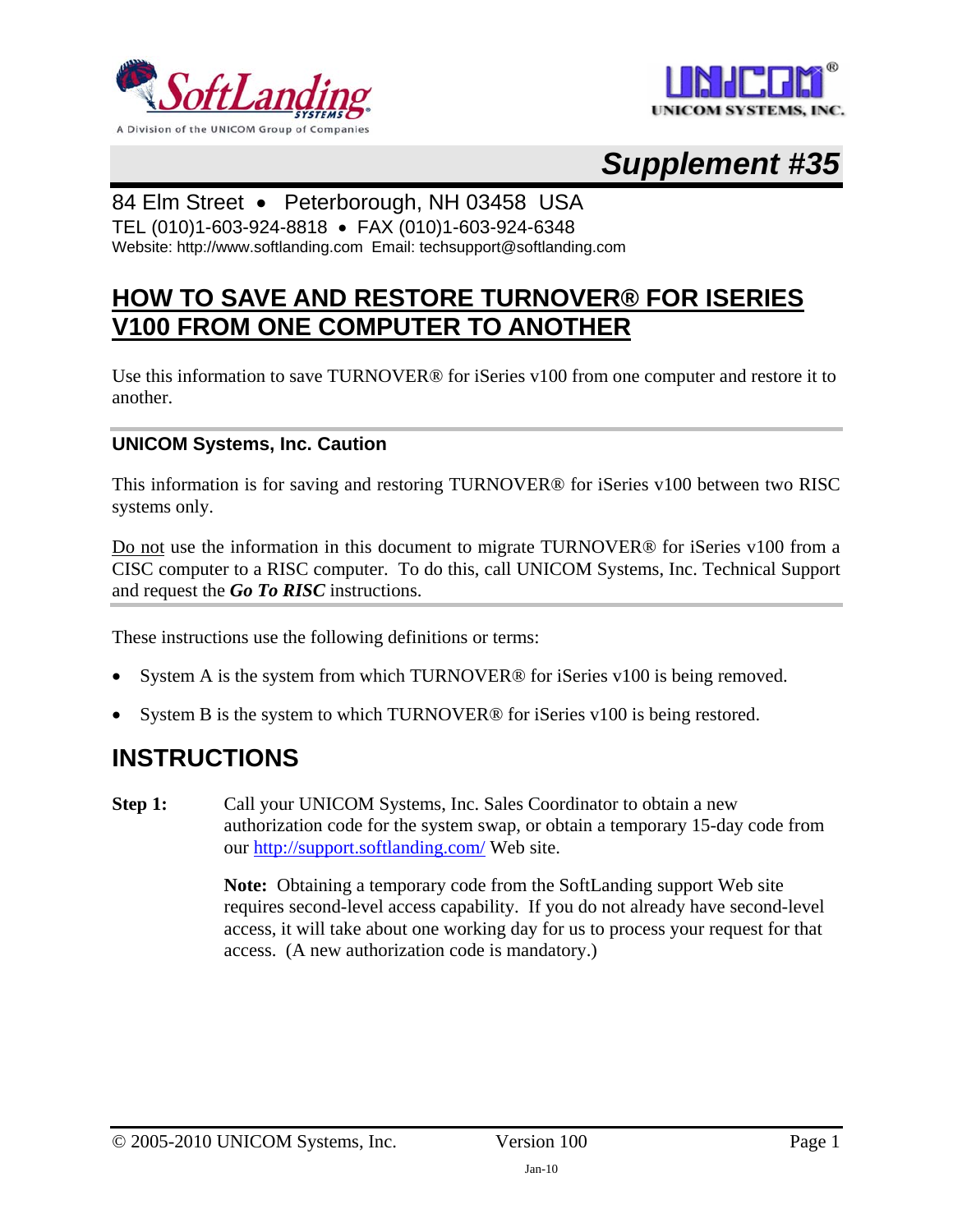# Supplement #35

84 Elm Street • Peterborough, NH 03458 USA
TEL (010)1-603-924-8818 • FAX (010)1-603-924-6348
Website: http://www.softlanding.com Email: techsupport@softlanding.com

## HOW TO SAVE AND RESTORE TURNOVER® FOR ISERIES V100 FROM ONE COMPUTER TO ANOTHER

Use this information to save TURNOVER® for iSeries v100 from one computer and restore it to another.

### UNICOM Systems, Inc. Caution

This information is for saving and restoring TURNOVER® for iSeries v100 between two RISC systems only.

Do not use the information in this document to migrate TURNOVER® for iSeries v100 from a CISC computer to a RISC computer. To do this, call UNICOM Systems, Inc. Technical Support and request the ***Go To RISC*** instructions.

These instructions use the following definitions or terms:

- System A is the system from which TURNOVER® for iSeries v100 is being removed.
- System B is the system to which TURNOVER® for iSeries v100 is being restored.

## INSTRUCTIONS

**Step 1:** Call your UNICOM Systems, Inc. Sales Coordinator to obtain a new authorization code for the system swap, or obtain a temporary 15-day code from our http://support.softlanding.com/ Web site.

**Note:** Obtaining a temporary code from the SoftLanding support Web site requires second-level access capability. If you do not already have second-level access, it will take about one working day for us to process your request for that access. (A new authorization code is mandatory.)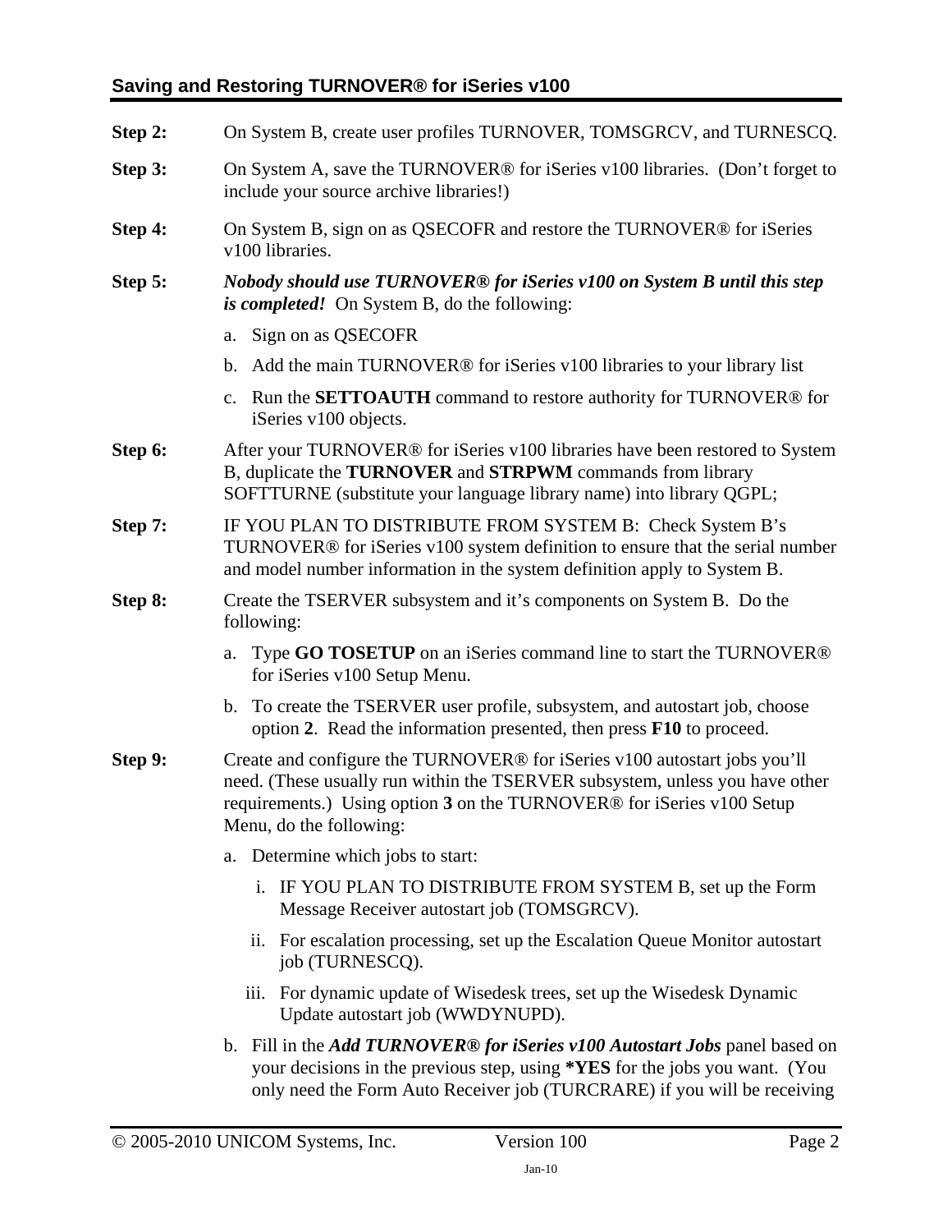**Step 2:** On System B, create user profiles TURNOVER, TOMSGRCV, and TURNESCQ.

**Step 3:** On System A, save the TURNOVER® for iSeries v100 libraries. (Don't forget to include your source archive libraries!)

**Step 4:** On System B, sign on as QSECOFR and restore the TURNOVER® for iSeries v100 libraries.

**Step 5:** ***Nobody should use TURNOVER® for iSeries v100 on System B until this step is completed!*** On System B, do the following:

a. Sign on as QSECOFR

b. Add the main TURNOVER® for iSeries v100 libraries to your library list

c. Run the **SETTOAUTH** command to restore authority for TURNOVER® for iSeries v100 objects.

**Step 6:** After your TURNOVER® for iSeries v100 libraries have been restored to System B, duplicate the **TURNOVER** and **STRPWM** commands from library SOFTTURNE (substitute your language library name) into library QGPL;

**Step 7:** IF YOU PLAN TO DISTRIBUTE FROM SYSTEM B: Check System B's TURNOVER® for iSeries v100 system definition to ensure that the serial number and model number information in the system definition apply to System B.

**Step 8:** Create the TSERVER subsystem and it's components on System B. Do the following:

a. Type **GO TOSETUP** on an iSeries command line to start the TURNOVER® for iSeries v100 Setup Menu.

b. To create the TSERVER user profile, subsystem, and autostart job, choose option **2**. Read the information presented, then press **F10** to proceed.

**Step 9:** Create and configure the TURNOVER® for iSeries v100 autostart jobs you'll need. (These usually run within the TSERVER subsystem, unless you have other requirements.) Using option **3** on the TURNOVER® for iSeries v100 Setup Menu, do the following:

a. Determine which jobs to start:

   i. IF YOU PLAN TO DISTRIBUTE FROM SYSTEM B, set up the Form Message Receiver autostart job (TOMSGRCV).

   ii. For escalation processing, set up the Escalation Queue Monitor autostart job (TURNESCQ).

   iii. For dynamic update of Wisedesk trees, set up the Wisedesk Dynamic Update autostart job (WWDYNUPD).

b. Fill in the ***Add TURNOVER® for iSeries v100 Autostart Jobs*** panel based on your decisions in the previous step, using ***YES** for the jobs you want. (You only need the Form Auto Receiver job (TURCRARE) if you will be receiving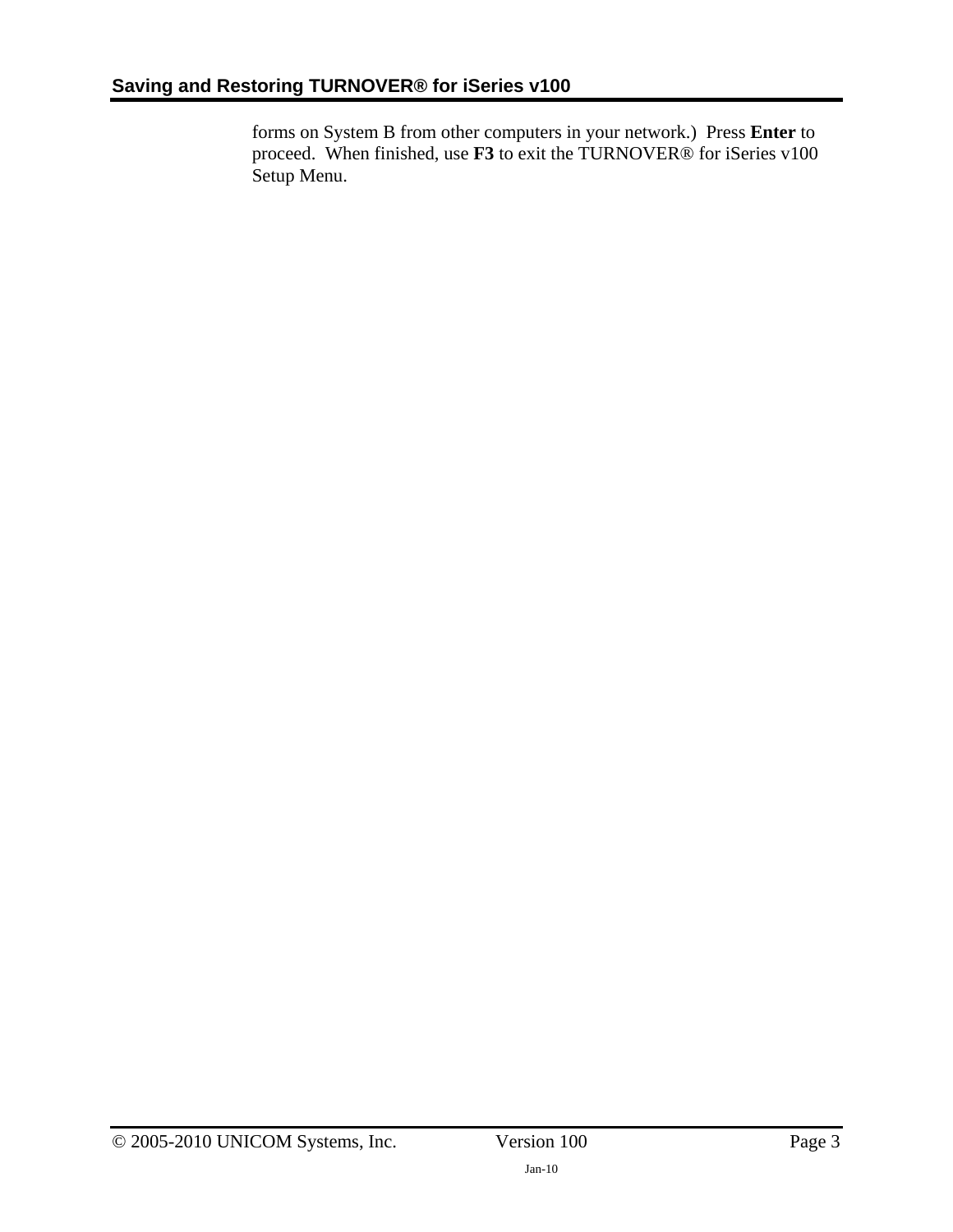forms on System B from other computers in your network.) Press **Enter** to proceed. When finished, use **F3** to exit the TURNOVER® for iSeries v100 Setup Menu.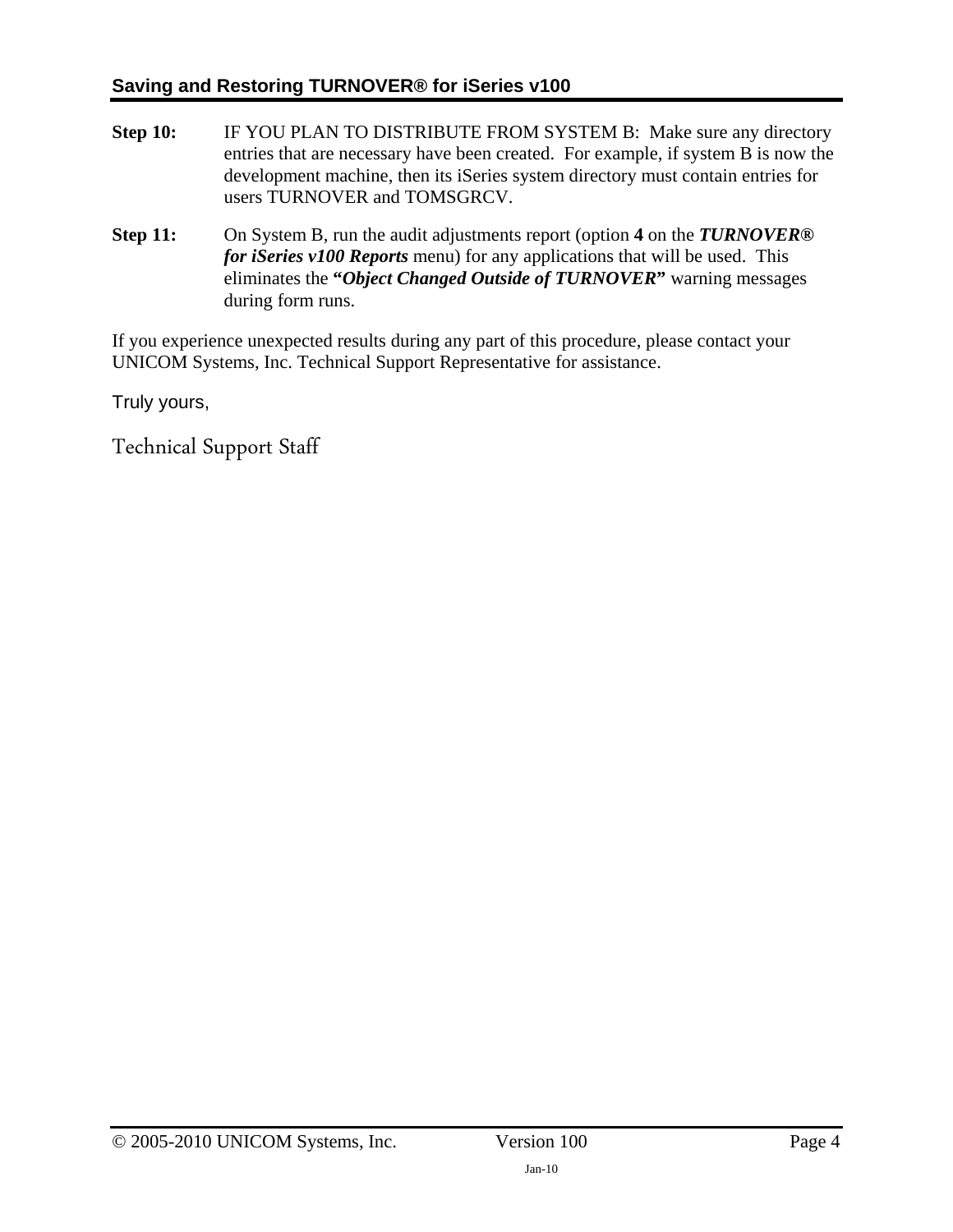**Step 10:** IF YOU PLAN TO DISTRIBUTE FROM SYSTEM B: Make sure any directory entries that are necessary have been created. For example, if system B is now the development machine, then its iSeries system directory must contain entries for users TURNOVER and TOMSGRCV.

**Step 11:** On System B, run the audit adjustments report (option **4** on the ***TURNOVER® for iSeries v100 Reports*** menu) for any applications that will be used. This eliminates the ***"Object Changed Outside of TURNOVER"*** warning messages during form runs.

If you experience unexpected results during any part of this procedure, please contact your UNICOM Systems, Inc. Technical Support Representative for assistance.

Truly yours,

Technical Support Staff